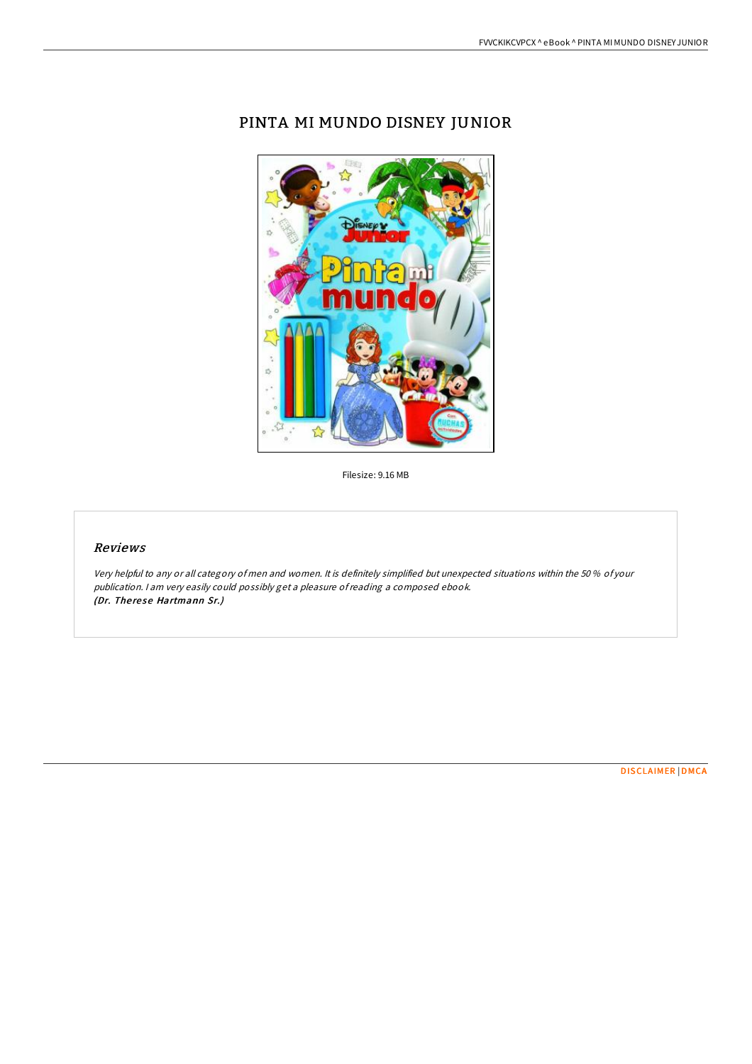# PINTA MI MUNDO DISNEY JUNIOR

Filesize: 9.16 MB

## *Reviews*

*Very helpful to any or all category of men and women. It is definitely simplified but unexpected situations within the 50 % of your publication. I am very easily could possibly get a pleasure of reading a composed ebook.*
***(Dr. Therese Hartmann Sr.)***

DISCLAIMER | DMCA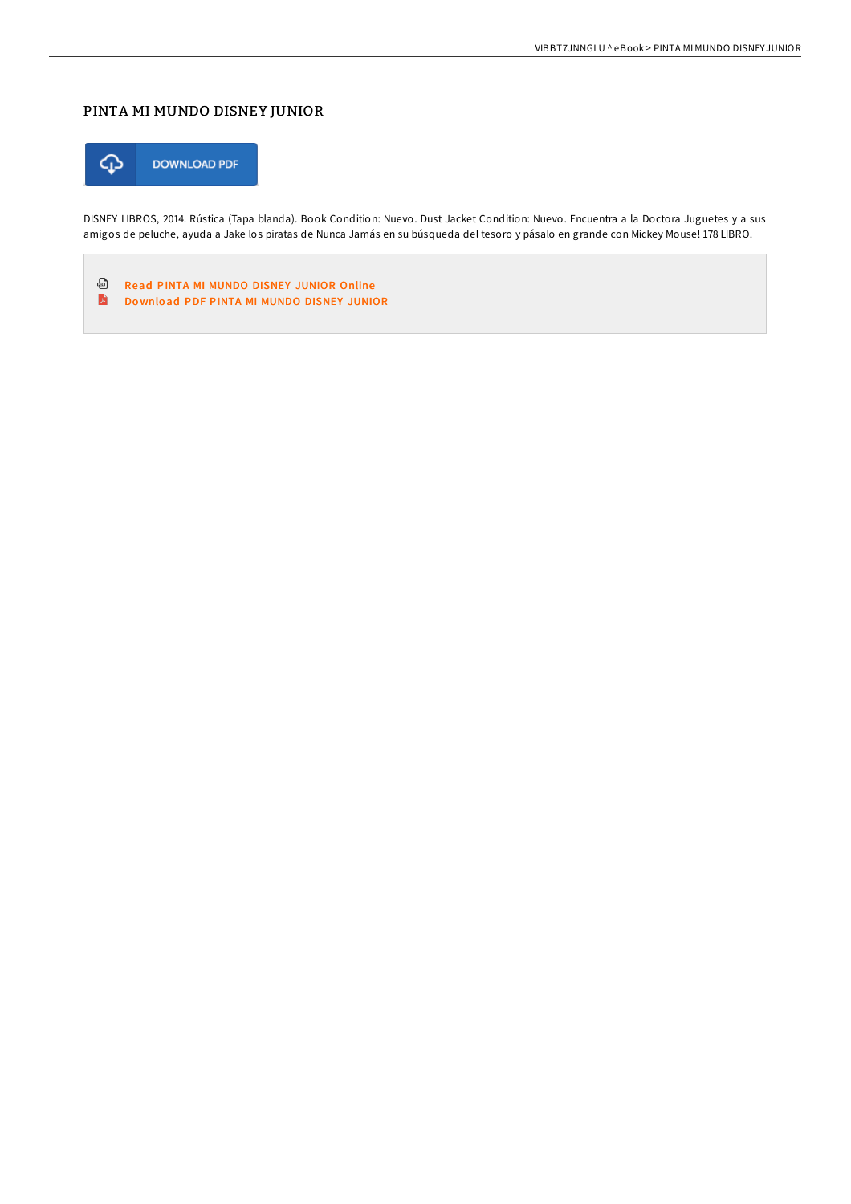# PINTA MI MUNDO DISNEY JUNIOR

DOWNLOAD PDF

DISNEY LIBROS, 2014. Rústica (Tapa blanda). Book Condition: Nuevo. Dust Jacket Condition: Nuevo. Encuentra a la Doctora Juguetes y a sus amigos de peluche, ayuda a Jake los piratas de Nunca Jamás en su búsqueda del tesoro y pásalo en grande con Mickey Mouse! 178 LIBRO.

Read PINTA MI MUNDO DISNEY JUNIOR Online

Download PDF PINTA MI MUNDO DISNEY JUNIOR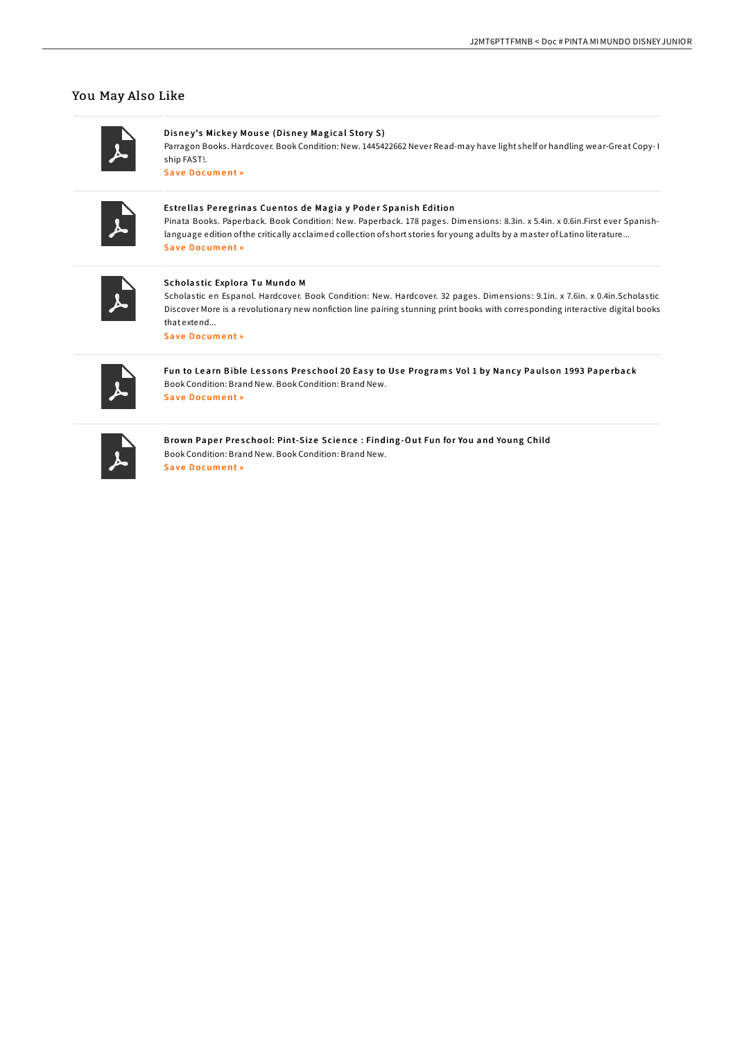## You May Also Like

**Disney's Mickey Mouse (Disney Magical Story S)**

Parragon Books. Hardcover. Book Condition: New. 1445422662 Never Read-may have light shelf or handling wear-Great Copy- I ship FAST!.

Save Document »

**Estrellas Peregrinas Cuentos de Magia y Poder Spanish Edition**

Pinata Books. Paperback. Book Condition: New. Paperback. 178 pages. Dimensions: 8.3in. x 5.4in. x 0.6in.First ever Spanish-language edition of the critically acclaimed collection of short stories for young adults by a master of Latino literature...

Save Document »

**Scholastic Explora Tu Mundo M**

Scholastic en Espanol. Hardcover. Book Condition: New. Hardcover. 32 pages. Dimensions: 9.1in. x 7.6in. x 0.4in.Scholastic Discover More is a revolutionary new nonfiction line pairing stunning print books with corresponding interactive digital books that extend...

Save Document »

**Fun to Learn Bible Lessons Preschool 20 Easy to Use Programs Vol 1 by Nancy Paulson 1993 Paperback**

Book Condition: Brand New. Book Condition: Brand New.

Save Document »

**Brown Paper Preschool: Pint-Size Science : Finding-Out Fun for You and Young Child**

Book Condition: Brand New. Book Condition: Brand New.

Save Document »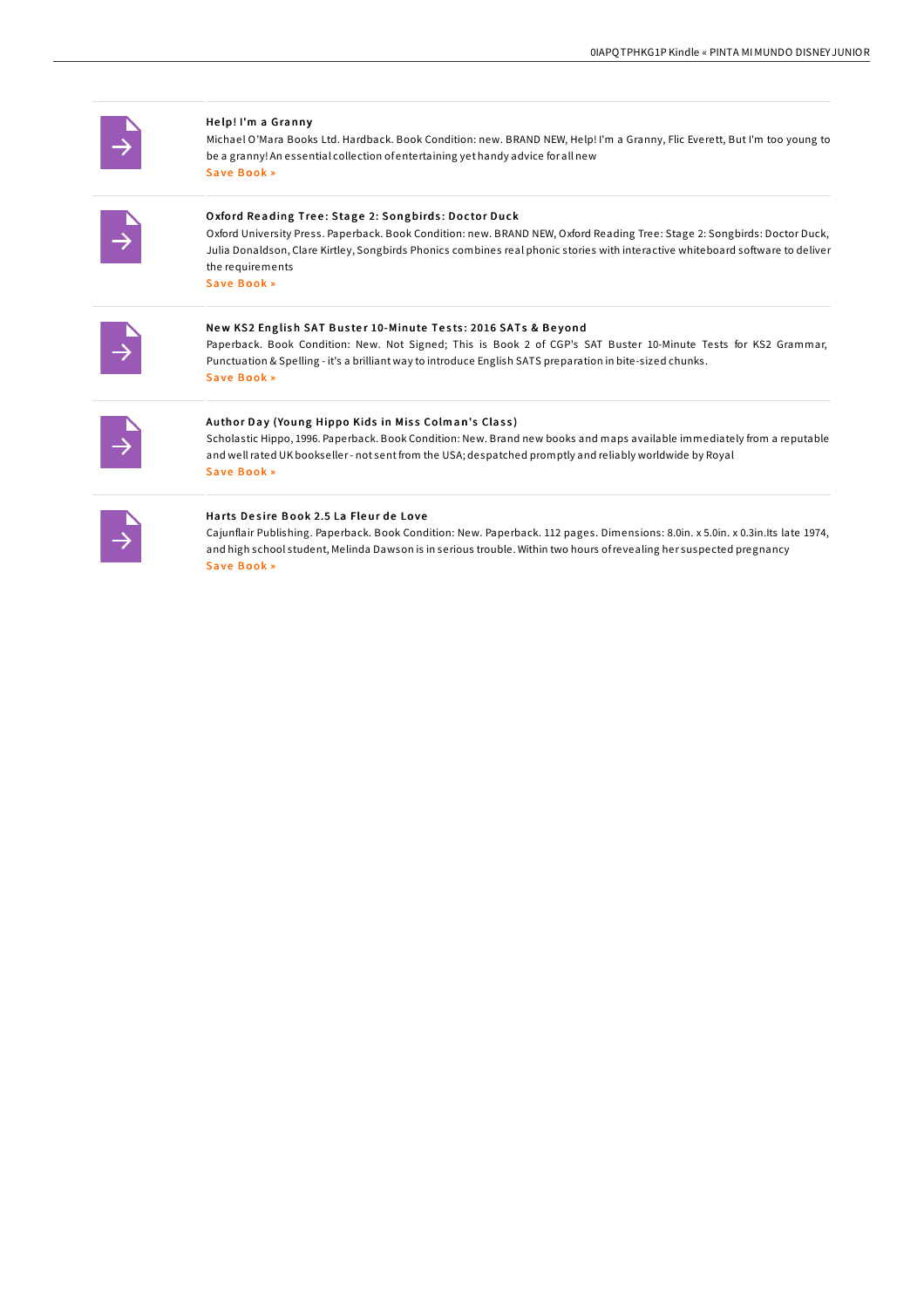### Help! I'm a Granny

Michael O'Mara Books Ltd. Hardback. Book Condition: new. BRAND NEW, Help! I'm a Granny, Flic Everett, But I'm too young to be a granny! An essential collection of entertaining yet handy advice for all new

Save Book »

### Oxford Reading Tree: Stage 2: Songbirds: Doctor Duck

Oxford University Press. Paperback. Book Condition: new. BRAND NEW, Oxford Reading Tree: Stage 2: Songbirds: Doctor Duck, Julia Donaldson, Clare Kirtley, Songbirds Phonics combines real phonic stories with interactive whiteboard software to deliver the requirements

Save Book »

### New KS2 English SAT Buster 10-Minute Tests: 2016 SATs & Beyond

Paperback. Book Condition: New. Not Signed; This is Book 2 of CGP's SAT Buster 10-Minute Tests for KS2 Grammar, Punctuation & Spelling - it's a brilliant way to introduce English SATS preparation in bite-sized chunks.

Save Book »

### Author Day (Young Hippo Kids in Miss Colman's Class)

Scholastic Hippo, 1996. Paperback. Book Condition: New. Brand new books and maps available immediately from a reputable and well rated UK bookseller - not sent from the USA; despatched promptly and reliably worldwide by Royal

Save Book »

### Harts Desire Book 2.5 La Fleur de Love

Cajunflair Publishing. Paperback. Book Condition: New. Paperback. 112 pages. Dimensions: 8.0in. x 5.0in. x 0.3in.Its late 1974, and high school student, Melinda Dawson is in serious trouble. Within two hours of revealing her suspected pregnancy

Save Book »